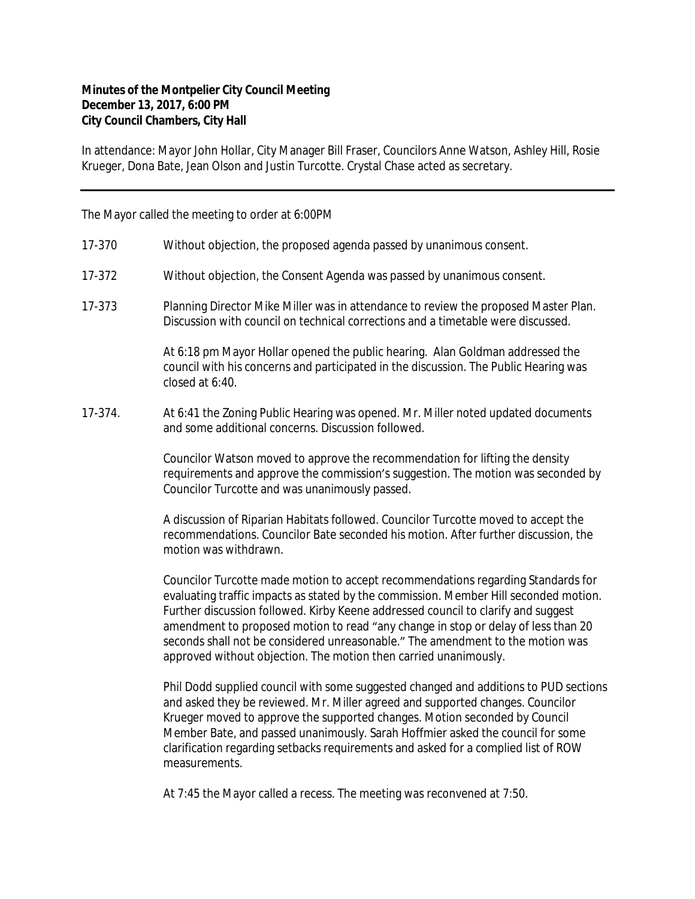**Minutes of the Montpelier City Council Meeting**
**December 13, 2017, 6:00 PM**
**City Council Chambers, City Hall**

In attendance: Mayor John Hollar, City Manager Bill Fraser, Councilors Anne Watson, Ashley Hill, Rosie Krueger, Dona Bate, Jean Olson and Justin Turcotte. Crystal Chase acted as secretary.

---

The Mayor called the meeting to order at 6:00PM

17-370 Without objection, the proposed agenda passed by unanimous consent.

17-372 Without objection, the Consent Agenda was passed by unanimous consent.

17-373 Planning Director Mike Miller was in attendance to review the proposed Master Plan. Discussion with council on technical corrections and a timetable were discussed.

At 6:18 pm Mayor Hollar opened the public hearing. Alan Goldman addressed the council with his concerns and participated in the discussion. The Public Hearing was closed at 6:40.

17-374. At 6:41 the Zoning Public Hearing was opened. Mr. Miller noted updated documents and some additional concerns. Discussion followed.

Councilor Watson moved to approve the recommendation for lifting the density requirements and approve the commission's suggestion. The motion was seconded by Councilor Turcotte and was unanimously passed.

A discussion of Riparian Habitats followed. Councilor Turcotte moved to accept the recommendations. Councilor Bate seconded his motion. After further discussion, the motion was withdrawn.

Councilor Turcotte made motion to accept recommendations regarding Standards for evaluating traffic impacts as stated by the commission. Member Hill seconded motion. Further discussion followed. Kirby Keene addressed council to clarify and suggest amendment to proposed motion to read "any change in stop or delay of less than 20 seconds shall not be considered unreasonable." The amendment to the motion was approved without objection. The motion then carried unanimously.

Phil Dodd supplied council with some suggested changed and additions to PUD sections and asked they be reviewed. Mr. Miller agreed and supported changes. Councilor Krueger moved to approve the supported changes. Motion seconded by Council Member Bate, and passed unanimously. Sarah Hoffmier asked the council for some clarification regarding setbacks requirements and asked for a complied list of ROW measurements.

At 7:45 the Mayor called a recess. The meeting was reconvened at 7:50.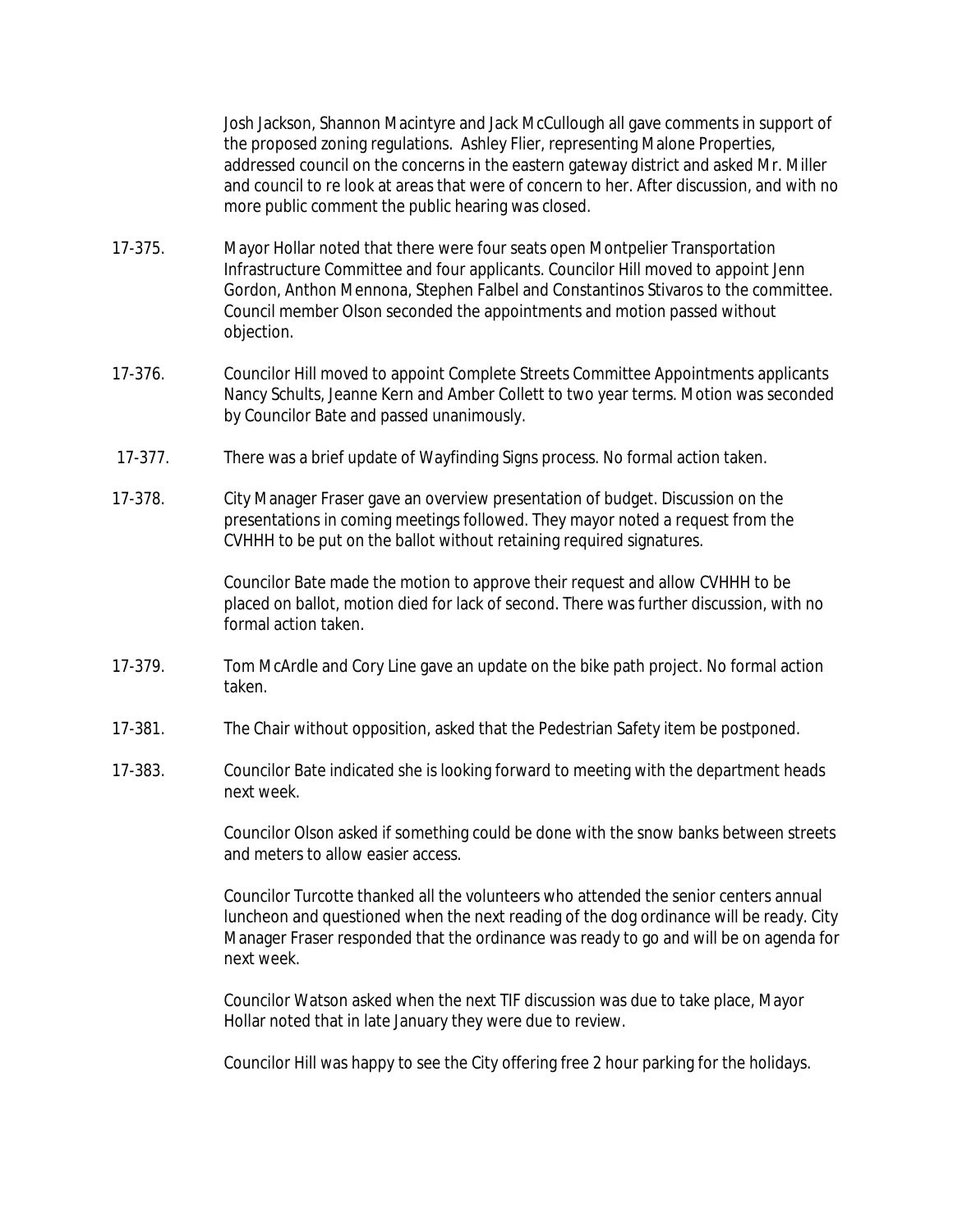Josh Jackson, Shannon Macintyre and Jack McCullough all gave comments in support of the proposed zoning regulations. Ashley Flier, representing Malone Properties, addressed council on the concerns in the eastern gateway district and asked Mr. Miller and council to re look at areas that were of concern to her. After discussion, and with no more public comment the public hearing was closed.

17-375. Mayor Hollar noted that there were four seats open Montpelier Transportation Infrastructure Committee and four applicants. Councilor Hill moved to appoint Jenn Gordon, Anthon Mennona, Stephen Falbel and Constantinos Stivaros to the committee. Council member Olson seconded the appointments and motion passed without objection.

17-376. Councilor Hill moved to appoint Complete Streets Committee Appointments applicants Nancy Schults, Jeanne Kern and Amber Collett to two year terms. Motion was seconded by Councilor Bate and passed unanimously.

17-377. There was a brief update of Wayfinding Signs process. No formal action taken.

17-378. City Manager Fraser gave an overview presentation of budget. Discussion on the presentations in coming meetings followed. They mayor noted a request from the CVHHH to be put on the ballot without retaining required signatures.

Councilor Bate made the motion to approve their request and allow CVHHH to be placed on ballot, motion died for lack of second. There was further discussion, with no formal action taken.

17-379. Tom McArdle and Cory Line gave an update on the bike path project. No formal action taken.

17-381. The Chair without opposition, asked that the Pedestrian Safety item be postponed.

17-383. Councilor Bate indicated she is looking forward to meeting with the department heads next week.

Councilor Olson asked if something could be done with the snow banks between streets and meters to allow easier access.

Councilor Turcotte thanked all the volunteers who attended the senior centers annual luncheon and questioned when the next reading of the dog ordinance will be ready. City Manager Fraser responded that the ordinance was ready to go and will be on agenda for next week.

Councilor Watson asked when the next TIF discussion was due to take place, Mayor Hollar noted that in late January they were due to review.

Councilor Hill was happy to see the City offering free 2 hour parking for the holidays.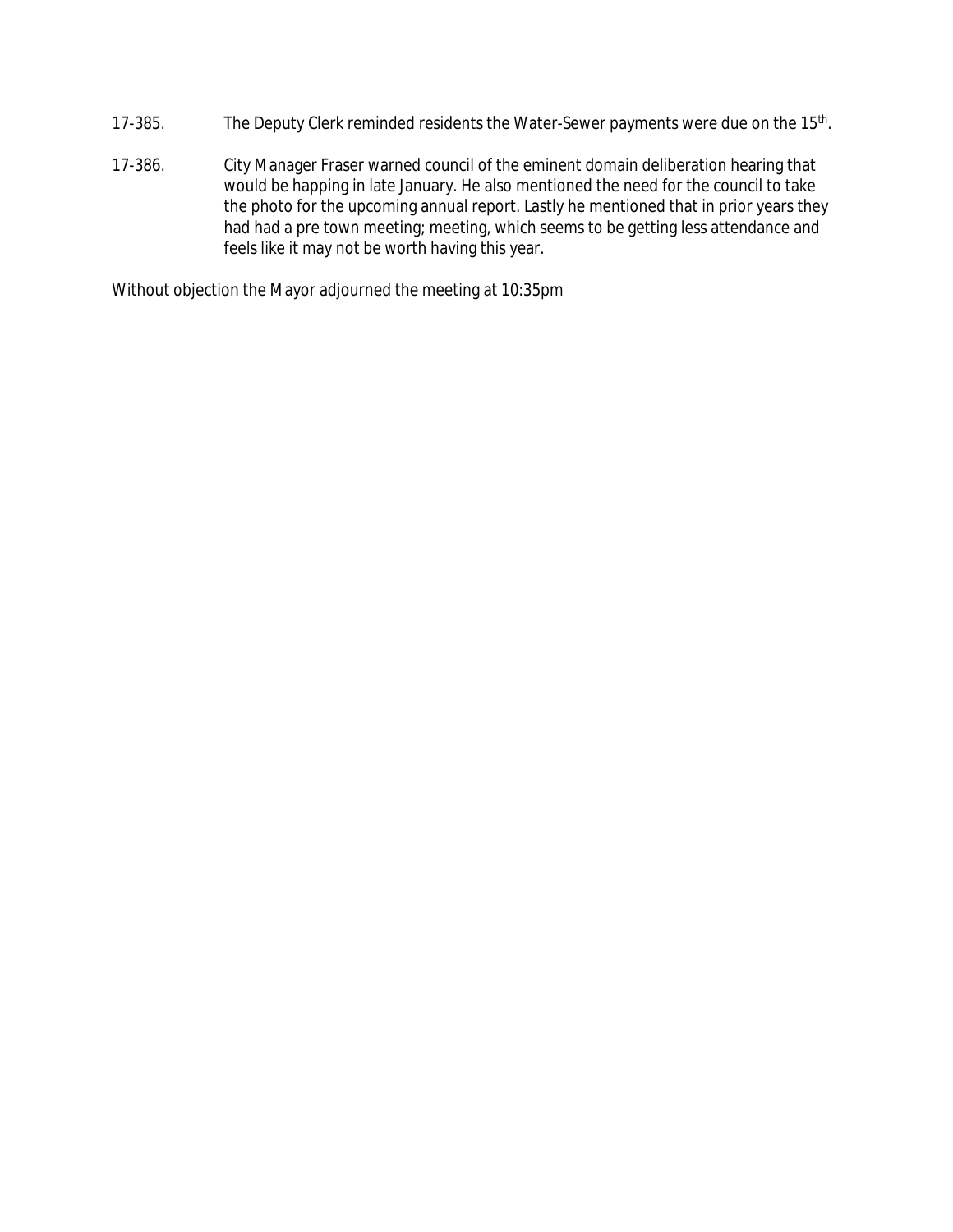17-385. The Deputy Clerk reminded residents the Water-Sewer payments were due on the 15th.

17-386. City Manager Fraser warned council of the eminent domain deliberation hearing that would be happing in late January. He also mentioned the need for the council to take the photo for the upcoming annual report. Lastly he mentioned that in prior years they had had a pre town meeting; meeting, which seems to be getting less attendance and feels like it may not be worth having this year.

Without objection the Mayor adjourned the meeting at 10:35pm